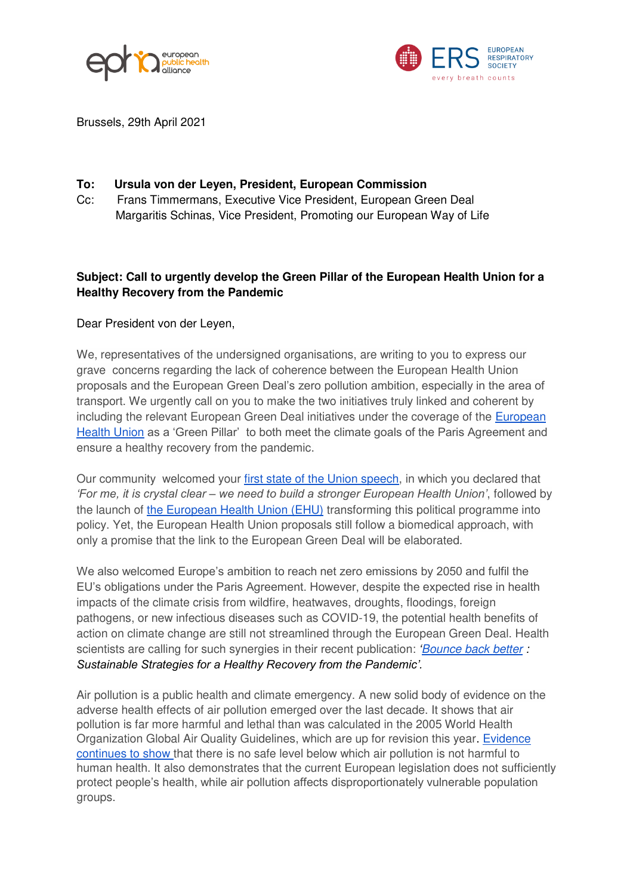Brussels, 29th April 2021

**To: Ursula von der Leyen, President, European Commission**
Cc: Frans Timmermans, Executive Vice President, European Green Deal
Margaritis Schinas, Vice President, Promoting our European Way of Life

**Subject: Call to urgently develop the Green Pillar of the European Health Union for a Healthy Recovery from the Pandemic**

Dear President von der Leyen,

We, representatives of the undersigned organisations, are writing to you to express our grave concerns regarding the lack of coherence between the European Health Union proposals and the European Green Deal's zero pollution ambition, especially in the area of transport. We urgently call on you to make the two initiatives truly linked and coherent by including the relevant European Green Deal initiatives under the coverage of the European Health Union as a 'Green Pillar' to both meet the climate goals of the Paris Agreement and ensure a healthy recovery from the pandemic.

Our community welcomed your first state of the Union speech, in which you declared that *'For me, it is crystal clear – we need to build a stronger European Health Union'*, followed by the launch of the European Health Union (EHU) transforming this political programme into policy. Yet, the European Health Union proposals still follow a biomedical approach, with only a promise that the link to the European Green Deal will be elaborated.

We also welcomed Europe's ambition to reach net zero emissions by 2050 and fulfil the EU's obligations under the Paris Agreement. However, despite the expected rise in health impacts of the climate crisis from wildfire, heatwaves, droughts, floodings, foreign pathogens, or new infectious diseases such as COVID-19, the potential health benefits of action on climate change are still not streamlined through the European Green Deal. Health scientists are calling for such synergies in their recent publication: *'Bounce back better : Sustainable Strategies for a Healthy Recovery from the Pandemic'.*

Air pollution is a public health and climate emergency. A new solid body of evidence on the adverse health effects of air pollution emerged over the last decade. It shows that air pollution is far more harmful and lethal than was calculated in the 2005 World Health Organization Global Air Quality Guidelines, which are up for revision this year. Evidence continues to show that there is no safe level below which air pollution is not harmful to human health. It also demonstrates that the current European legislation does not sufficiently protect people's health, while air pollution affects disproportionately vulnerable population groups.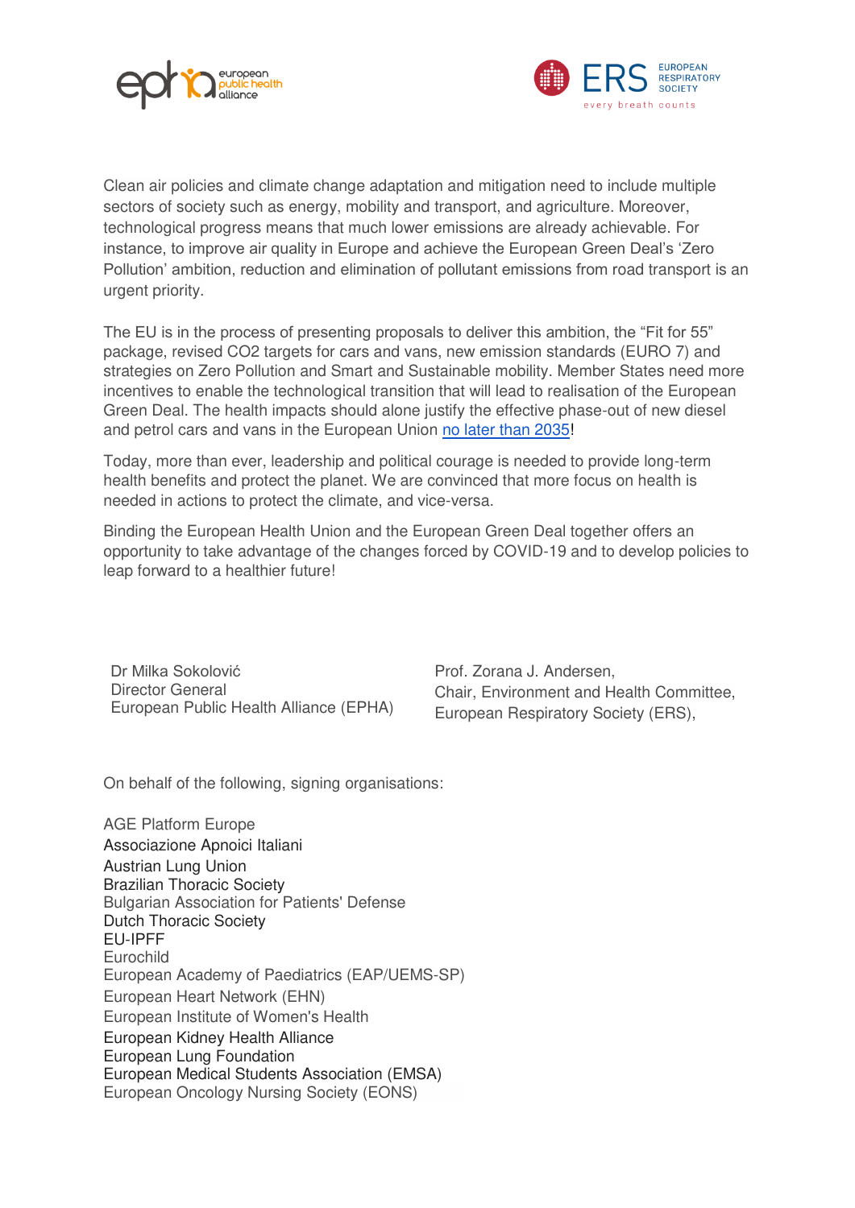Clean air policies and climate change adaptation and mitigation need to include multiple sectors of society such as energy, mobility and transport, and agriculture. Moreover, technological progress means that much lower emissions are already achievable. For instance, to improve air quality in Europe and achieve the European Green Deal's 'Zero Pollution' ambition, reduction and elimination of pollutant emissions from road transport is an urgent priority.

The EU is in the process of presenting proposals to deliver this ambition, the "Fit for 55" package, revised CO2 targets for cars and vans, new emission standards (EURO 7) and strategies on Zero Pollution and Smart and Sustainable mobility. Member States need more incentives to enable the technological transition that will lead to realisation of the European Green Deal. The health impacts should alone justify the effective phase-out of new diesel and petrol cars and vans in the European Union no later than 2035!

Today, more than ever, leadership and political courage is needed to provide long-term health benefits and protect the planet. We are convinced that more focus on health is needed in actions to protect the climate, and vice-versa.

Binding the European Health Union and the European Green Deal together offers an opportunity to take advantage of the changes forced by COVID-19 and to develop policies to leap forward to a healthier future!

Dr Milka Sokolović
Director General
European Public Health Alliance (EPHA)

Prof. Zorana J. Andersen,
Chair, Environment and Health Committee,
European Respiratory Society (ERS),

On behalf of the following, signing organisations:

AGE Platform Europe
Associazione Apnoici Italiani
Austrian Lung Union
Brazilian Thoracic Society
Bulgarian Association for Patients' Defense
Dutch Thoracic Society
EU-IPFF
Eurochild
European Academy of Paediatrics (EAP/UEMS-SP)
European Heart Network (EHN)
European Institute of Women's Health
European Kidney Health Alliance
European Lung Foundation
European Medical Students Association (EMSA)
European Oncology Nursing Society (EONS)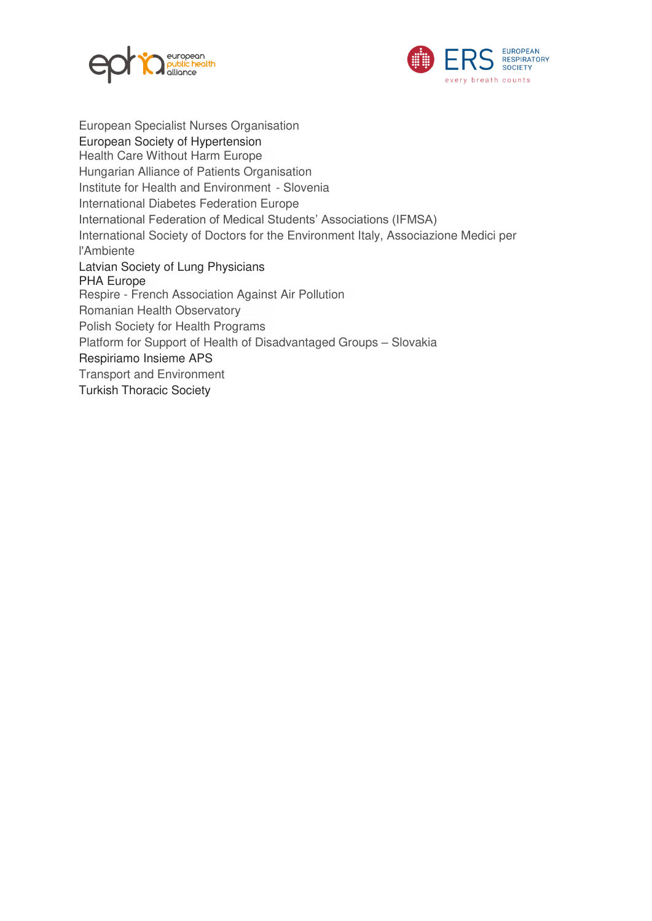European Specialist Nurses Organisation
European Society of Hypertension
Health Care Without Harm Europe
Hungarian Alliance of Patients Organisation
Institute for Health and Environment - Slovenia
International Diabetes Federation Europe
International Federation of Medical Students' Associations (IFMSA)
International Society of Doctors for the Environment Italy, Associazione Medici per l'Ambiente
Latvian Society of Lung Physicians
PHA Europe
Respire - French Association Against Air Pollution
Romanian Health Observatory
Polish Society for Health Programs
Platform for Support of Health of Disadvantaged Groups – Slovakia
Respiriamo Insieme APS
Transport and Environment
Turkish Thoracic Society